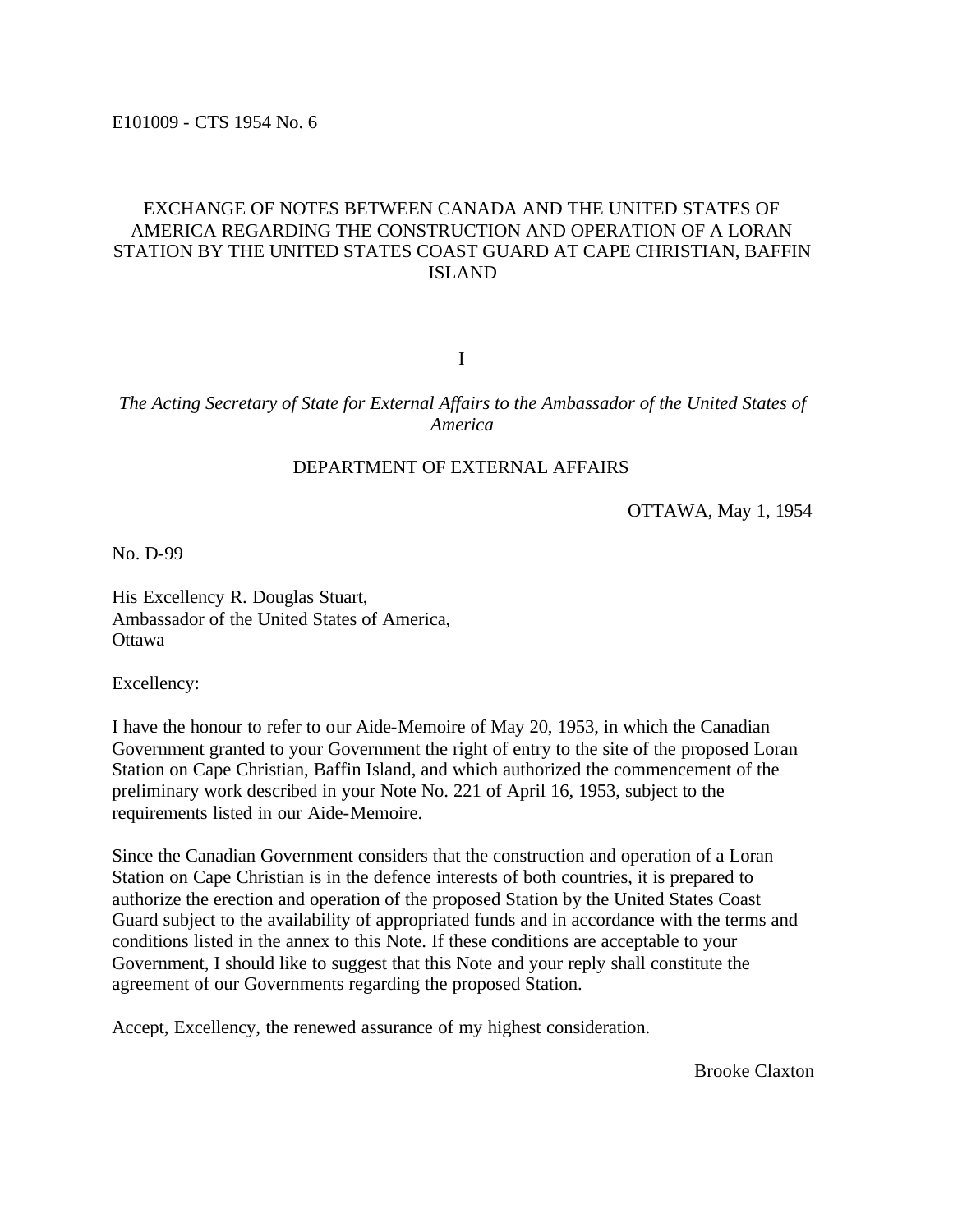E101009 - CTS 1954 No. 6

# EXCHANGE OF NOTES BETWEEN CANADA AND THE UNITED STATES OF AMERICA REGARDING THE CONSTRUCTION AND OPERATION OF A LORAN STATION BY THE UNITED STATES COAST GUARD AT CAPE CHRISTIAN, BAFFIN ISLAND

## I

*The Acting Secretary of State for External Affairs to the Ambassador of the United States of America*

DEPARTMENT OF EXTERNAL AFFAIRS

OTTAWA, May 1, 1954

No. D-99

His Excellency R. Douglas Stuart,
Ambassador of the United States of America,
Ottawa

Excellency:

I have the honour to refer to our Aide-Memoire of May 20, 1953, in which the Canadian Government granted to your Government the right of entry to the site of the proposed Loran Station on Cape Christian, Baffin Island, and which authorized the commencement of the preliminary work described in your Note No. 221 of April 16, 1953, subject to the requirements listed in our Aide-Memoire.

Since the Canadian Government considers that the construction and operation of a Loran Station on Cape Christian is in the defence interests of both countries, it is prepared to authorize the erection and operation of the proposed Station by the United States Coast Guard subject to the availability of appropriated funds and in accordance with the terms and conditions listed in the annex to this Note. If these conditions are acceptable to your Government, I should like to suggest that this Note and your reply shall constitute the agreement of our Governments regarding the proposed Station.

Accept, Excellency, the renewed assurance of my highest consideration.

Brooke Claxton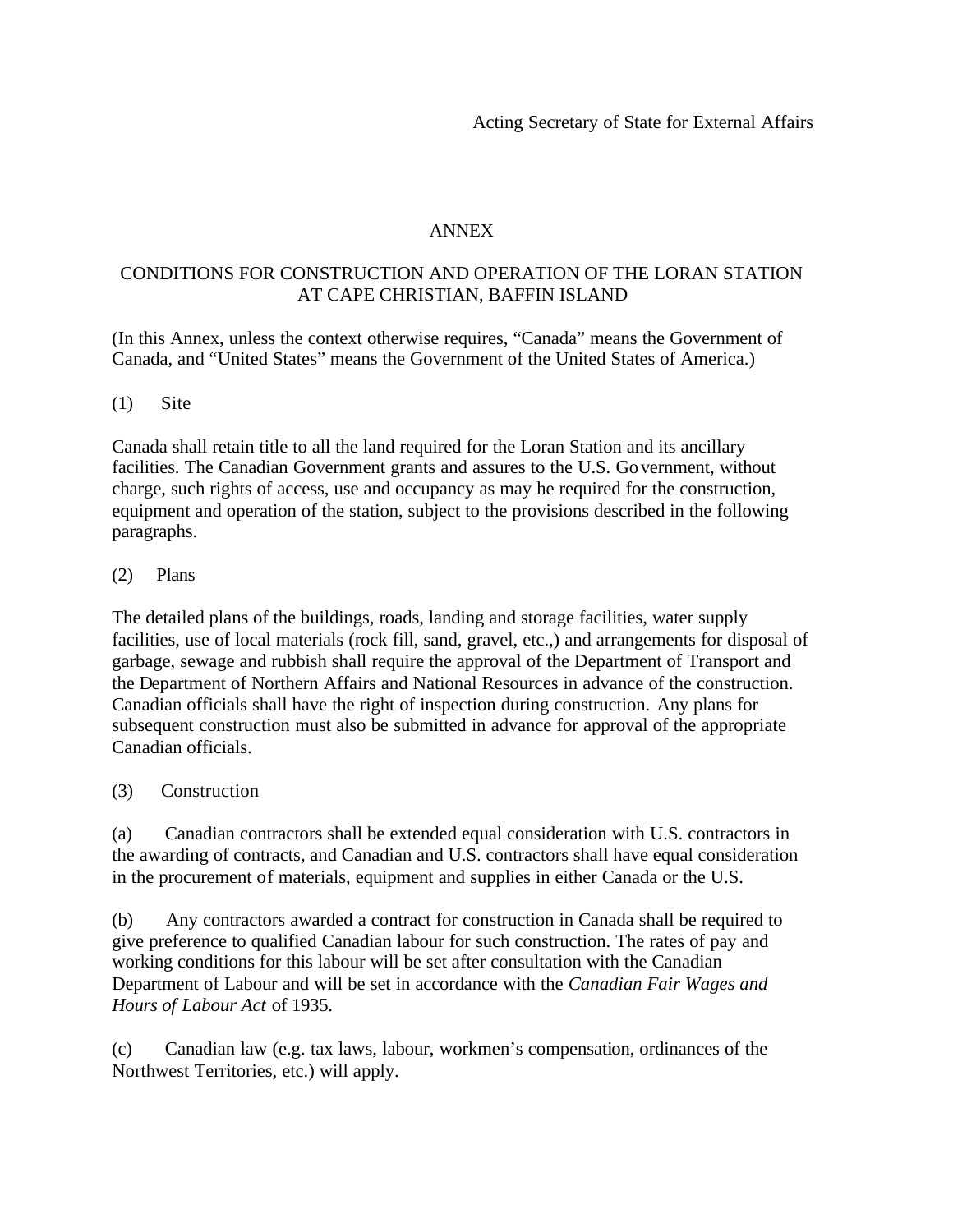Acting Secretary of State for External Affairs

## ANNEX

## CONDITIONS FOR CONSTRUCTION AND OPERATION OF THE LORAN STATION AT CAPE CHRISTIAN, BAFFIN ISLAND

(In this Annex, unless the context otherwise requires, "Canada" means the Government of Canada, and "United States" means the Government of the United States of America.)

(1) Site

Canada shall retain title to all the land required for the Loran Station and its ancillary facilities. The Canadian Government grants and assures to the U.S. Government, without charge, such rights of access, use and occupancy as may he required for the construction, equipment and operation of the station, subject to the provisions described in the following paragraphs.

(2) Plans

The detailed plans of the buildings, roads, landing and storage facilities, water supply facilities, use of local materials (rock fill, sand, gravel, etc.,) and arrangements for disposal of garbage, sewage and rubbish shall require the approval of the Department of Transport and the Department of Northern Affairs and National Resources in advance of the construction. Canadian officials shall have the right of inspection during construction. Any plans for subsequent construction must also be submitted in advance for approval of the appropriate Canadian officials.

(3) Construction

(a) Canadian contractors shall be extended equal consideration with U.S. contractors in the awarding of contracts, and Canadian and U.S. contractors shall have equal consideration in the procurement of materials, equipment and supplies in either Canada or the U.S.

(b) Any contractors awarded a contract for construction in Canada shall be required to give preference to qualified Canadian labour for such construction. The rates of pay and working conditions for this labour will be set after consultation with the Canadian Department of Labour and will be set in accordance with the *Canadian Fair Wages and Hours of Labour Act* of 1935.

(c) Canadian law (e.g. tax laws, labour, workmen's compensation, ordinances of the Northwest Territories, etc.) will apply.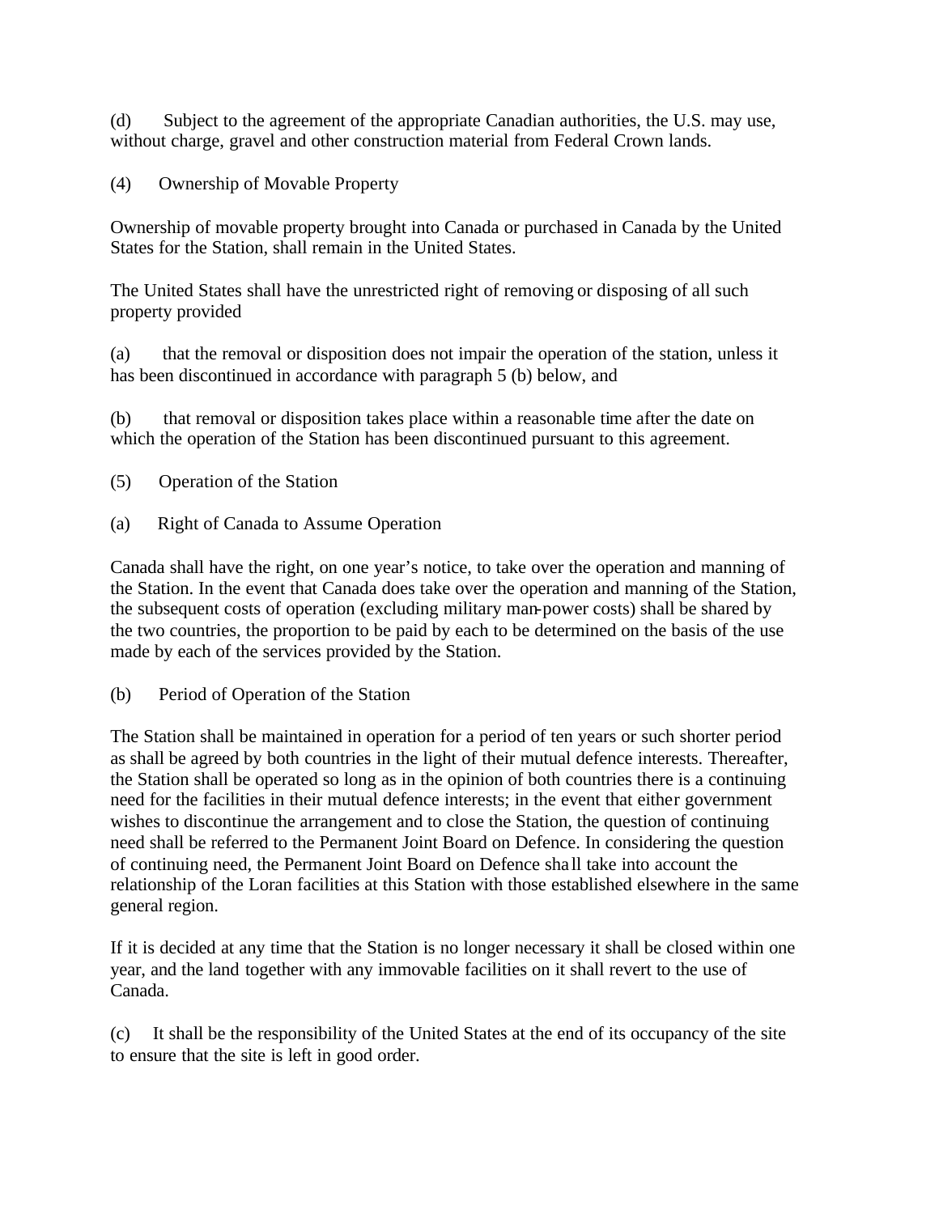(d) Subject to the agreement of the appropriate Canadian authorities, the U.S. may use, without charge, gravel and other construction material from Federal Crown lands.

(4) Ownership of Movable Property

Ownership of movable property brought into Canada or purchased in Canada by the United States for the Station, shall remain in the United States.

The United States shall have the unrestricted right of removing or disposing of all such property provided

(a) that the removal or disposition does not impair the operation of the station, unless it has been discontinued in accordance with paragraph 5 (b) below, and

(b) that removal or disposition takes place within a reasonable time after the date on which the operation of the Station has been discontinued pursuant to this agreement.

(5) Operation of the Station

(a) Right of Canada to Assume Operation

Canada shall have the right, on one year's notice, to take over the operation and manning of the Station. In the event that Canada does take over the operation and manning of the Station, the subsequent costs of operation (excluding military man-power costs) shall be shared by the two countries, the proportion to be paid by each to be determined on the basis of the use made by each of the services provided by the Station.

(b) Period of Operation of the Station

The Station shall be maintained in operation for a period of ten years or such shorter period as shall be agreed by both countries in the light of their mutual defence interests. Thereafter, the Station shall be operated so long as in the opinion of both countries there is a continuing need for the facilities in their mutual defence interests; in the event that either government wishes to discontinue the arrangement and to close the Station, the question of continuing need shall be referred to the Permanent Joint Board on Defence. In considering the question of continuing need, the Permanent Joint Board on Defence shall take into account the relationship of the Loran facilities at this Station with those established elsewhere in the same general region.

If it is decided at any time that the Station is no longer necessary it shall be closed within one year, and the land together with any immovable facilities on it shall revert to the use of Canada.

(c) It shall be the responsibility of the United States at the end of its occupancy of the site to ensure that the site is left in good order.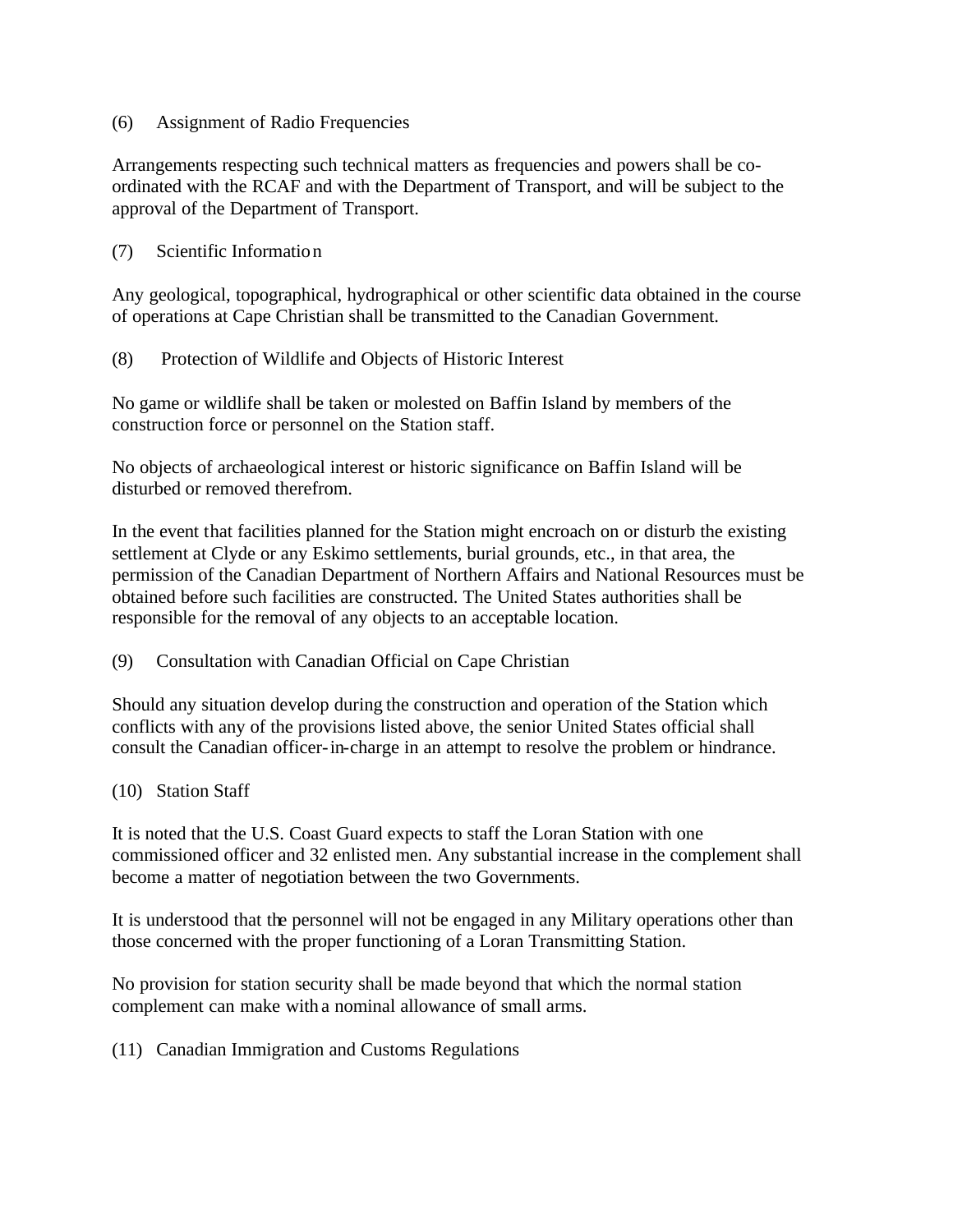(6) Assignment of Radio Frequencies

Arrangements respecting such technical matters as frequencies and powers shall be co-ordinated with the RCAF and with the Department of Transport, and will be subject to the approval of the Department of Transport.

(7) Scientific Information

Any geological, topographical, hydrographical or other scientific data obtained in the course of operations at Cape Christian shall be transmitted to the Canadian Government.

(8) Protection of Wildlife and Objects of Historic Interest

No game or wildlife shall be taken or molested on Baffin Island by members of the construction force or personnel on the Station staff.

No objects of archaeological interest or historic significance on Baffin Island will be disturbed or removed therefrom.

In the event that facilities planned for the Station might encroach on or disturb the existing settlement at Clyde or any Eskimo settlements, burial grounds, etc., in that area, the permission of the Canadian Department of Northern Affairs and National Resources must be obtained before such facilities are constructed. The United States authorities shall be responsible for the removal of any objects to an acceptable location.

(9) Consultation with Canadian Official on Cape Christian

Should any situation develop during the construction and operation of the Station which conflicts with any of the provisions listed above, the senior United States official shall consult the Canadian officer-in-charge in an attempt to resolve the problem or hindrance.

(10) Station Staff

It is noted that the U.S. Coast Guard expects to staff the Loran Station with one commissioned officer and 32 enlisted men. Any substantial increase in the complement shall become a matter of negotiation between the two Governments.

It is understood that the personnel will not be engaged in any Military operations other than those concerned with the proper functioning of a Loran Transmitting Station.

No provision for station security shall be made beyond that which the normal station complement can make with a nominal allowance of small arms.

(11) Canadian Immigration and Customs Regulations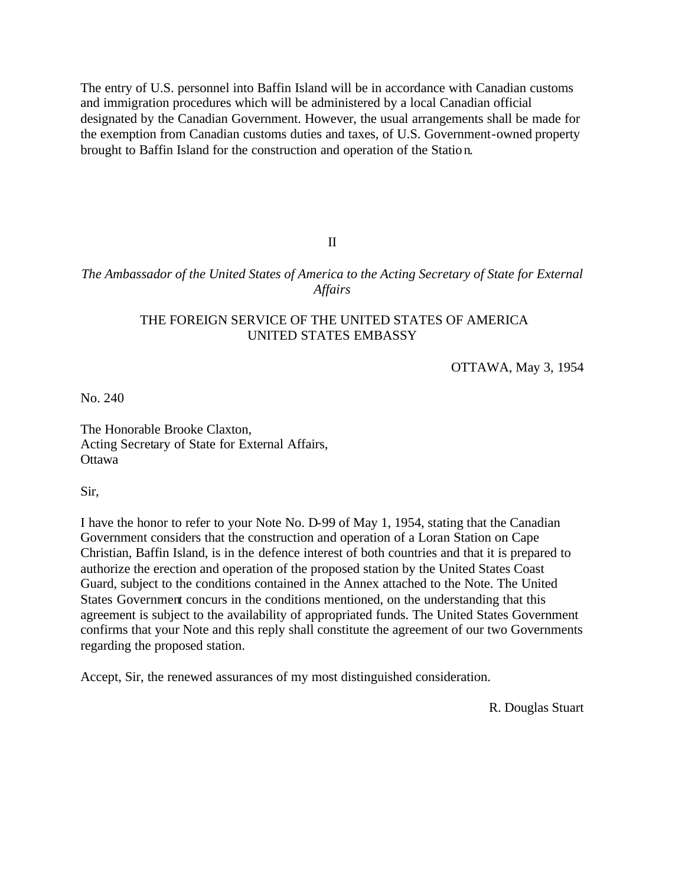The entry of U.S. personnel into Baffin Island will be in accordance with Canadian customs and immigration procedures which will be administered by a local Canadian official designated by the Canadian Government. However, the usual arrangements shall be made for the exemption from Canadian customs duties and taxes, of U.S. Government-owned property brought to Baffin Island for the construction and operation of the Station.

II

*The Ambassador of the United States of America to the Acting Secretary of State for External Affairs*

THE FOREIGN SERVICE OF THE UNITED STATES OF AMERICA
UNITED STATES EMBASSY

OTTAWA, May 3, 1954

No. 240

The Honorable Brooke Claxton,
Acting Secretary of State for External Affairs,
Ottawa

Sir,

I have the honor to refer to your Note No. D-99 of May 1, 1954, stating that the Canadian Government considers that the construction and operation of a Loran Station on Cape Christian, Baffin Island, is in the defence interest of both countries and that it is prepared to authorize the erection and operation of the proposed station by the United States Coast Guard, subject to the conditions contained in the Annex attached to the Note. The United States Government concurs in the conditions mentioned, on the understanding that this agreement is subject to the availability of appropriated funds. The United States Government confirms that your Note and this reply shall constitute the agreement of our two Governments regarding the proposed station.

Accept, Sir, the renewed assurances of my most distinguished consideration.

R. Douglas Stuart